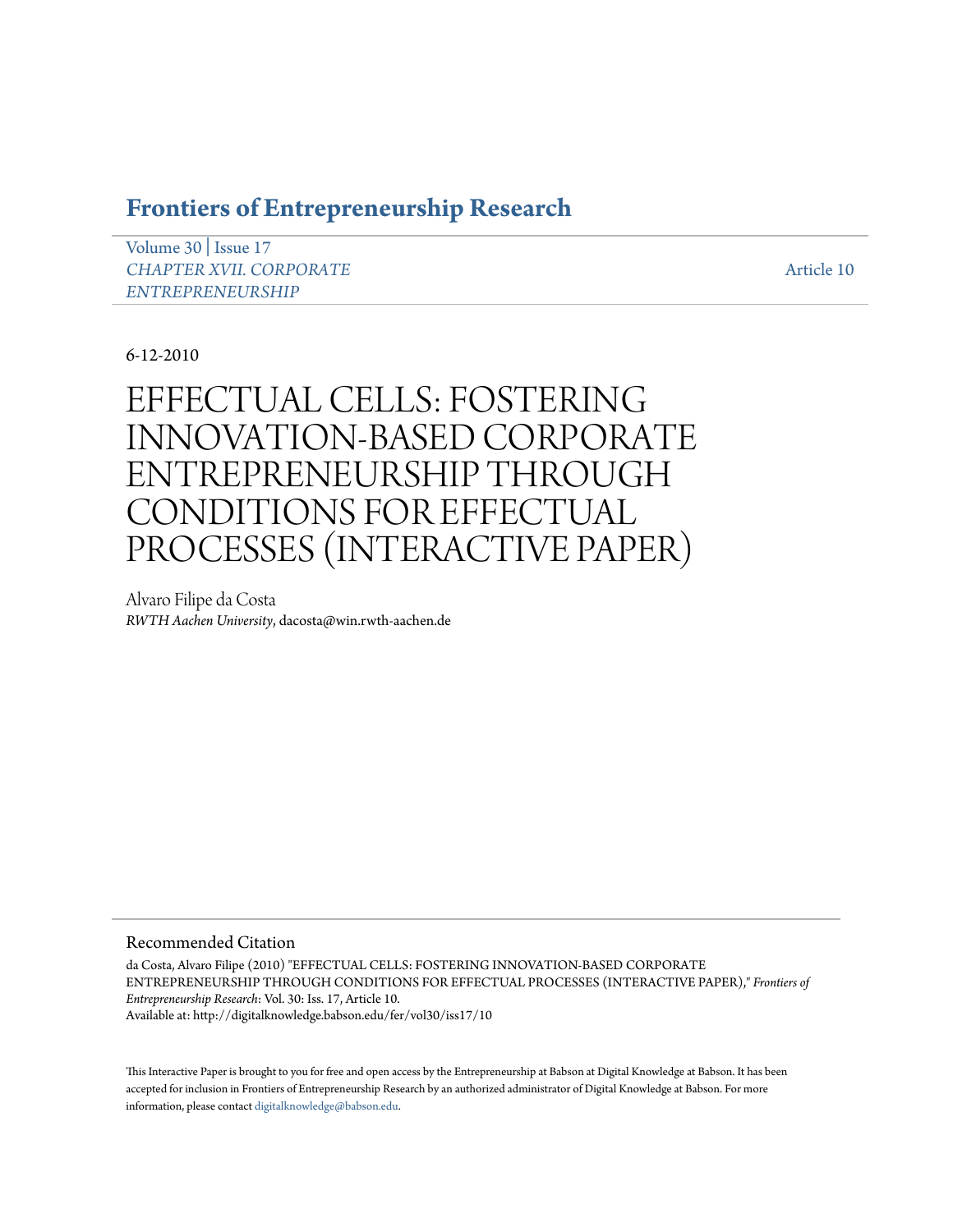# Frontiers of Entrepreneurship Research

Volume 30 | Issue 17
*CHAPTER XVII. CORPORATE ENTREPRENEURSHIP*

Article 10

6-12-2010

# EFFECTUAL CELLS: FOSTERING INNOVATION-BASED CORPORATE ENTREPRENEURSHIP THROUGH CONDITIONS FOR EFFECTUAL PROCESSES (INTERACTIVE PAPER)

Alvaro Filipe da Costa
*RWTH Aachen University*, dacosta@win.rwth-aachen.de

## Recommended Citation

da Costa, Alvaro Filipe (2010) "EFFECTUAL CELLS: FOSTERING INNOVATION-BASED CORPORATE ENTREPRENEURSHIP THROUGH CONDITIONS FOR EFFECTUAL PROCESSES (INTERACTIVE PAPER)," *Frontiers of Entrepreneurship Research*: Vol. 30: Iss. 17, Article 10.
Available at: http://digitalknowledge.babson.edu/fer/vol30/iss17/10

This Interactive Paper is brought to you for free and open access by the Entrepreneurship at Babson at Digital Knowledge at Babson. It has been accepted for inclusion in Frontiers of Entrepreneurship Research by an authorized administrator of Digital Knowledge at Babson. For more information, please contact digitalknowledge@babson.edu.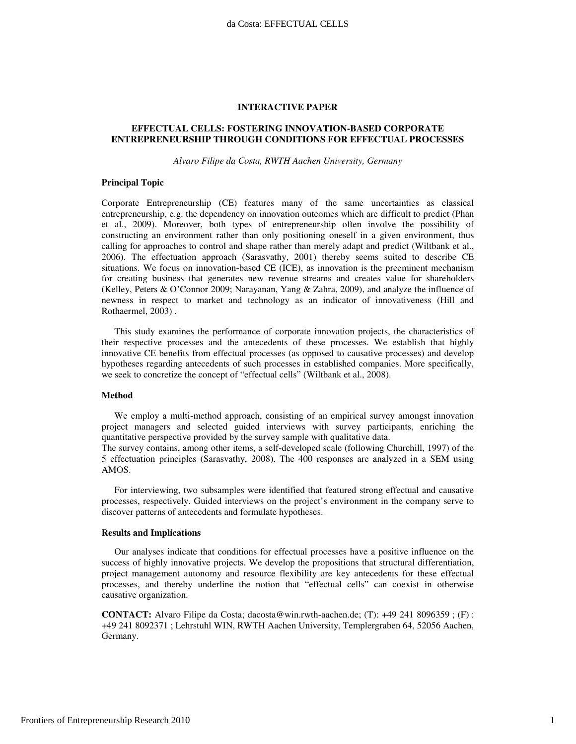**INTERACTIVE PAPER**

# EFFECTUAL CELLS: FOSTERING INNOVATION-BASED CORPORATE ENTREPRENEURSHIP THROUGH CONDITIONS FOR EFFECTUAL PROCESSES

*Alvaro Filipe da Costa, RWTH Aachen University, Germany*

## Principal Topic

Corporate Entrepreneurship (CE) features many of the same uncertainties as classical entrepreneurship, e.g. the dependency on innovation outcomes which are difficult to predict (Phan et al., 2009). Moreover, both types of entrepreneurship often involve the possibility of constructing an environment rather than only positioning oneself in a given environment, thus calling for approaches to control and shape rather than merely adapt and predict (Wiltbank et al., 2006). The effectuation approach (Sarasvathy, 2001) thereby seems suited to describe CE situations. We focus on innovation-based CE (ICE), as innovation is the preeminent mechanism for creating business that generates new revenue streams and creates value for shareholders (Kelley, Peters & O'Connor 2009; Narayanan, Yang & Zahra, 2009), and analyze the influence of newness in respect to market and technology as an indicator of innovativeness (Hill and Rothaermel, 2003) .

This study examines the performance of corporate innovation projects, the characteristics of their respective processes and the antecedents of these processes. We establish that highly innovative CE benefits from effectual processes (as opposed to causative processes) and develop hypotheses regarding antecedents of such processes in established companies. More specifically, we seek to concretize the concept of "effectual cells" (Wiltbank et al., 2008).

## Method

We employ a multi-method approach, consisting of an empirical survey amongst innovation project managers and selected guided interviews with survey participants, enriching the quantitative perspective provided by the survey sample with qualitative data.
The survey contains, among other items, a self-developed scale (following Churchill, 1997) of the 5 effectuation principles (Sarasvathy, 2008). The 400 responses are analyzed in a SEM using AMOS.

For interviewing, two subsamples were identified that featured strong effectual and causative processes, respectively. Guided interviews on the project's environment in the company serve to discover patterns of antecedents and formulate hypotheses.

## Results and Implications

Our analyses indicate that conditions for effectual processes have a positive influence on the success of highly innovative projects. We develop the propositions that structural differentiation, project management autonomy and resource flexibility are key antecedents for these effectual processes, and thereby underline the notion that "effectual cells" can coexist in otherwise causative organization.

**CONTACT:** Alvaro Filipe da Costa; dacosta@win.rwth-aachen.de; (T): +49 241 8096359 ; (F) : +49 241 8092371 ; Lehrstuhl WIN, RWTH Aachen University, Templergraben 64, 52056 Aachen, Germany.